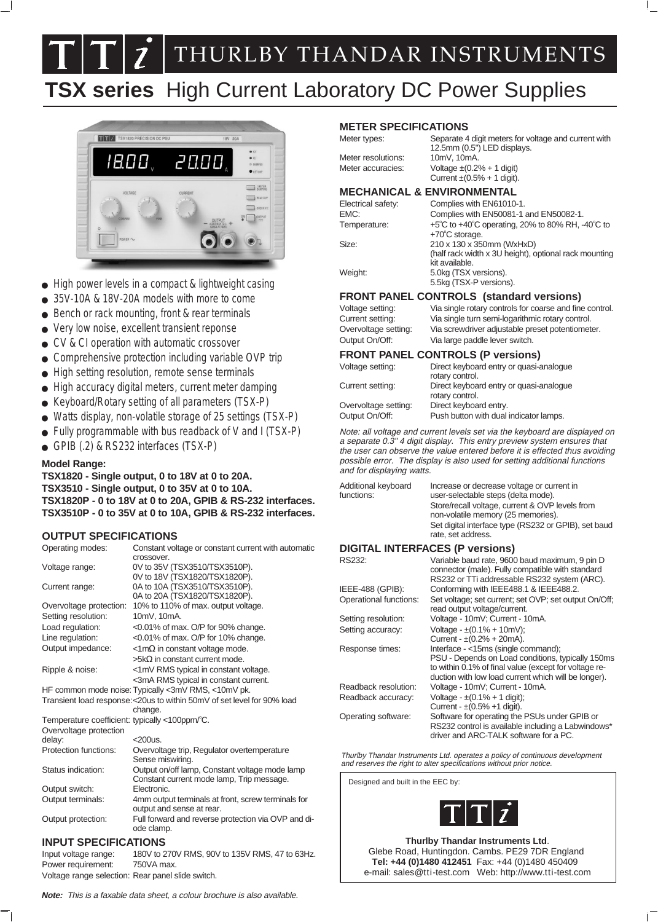# THURLBY THANDAR INSTRUMENTS

# **TSX series** High Current Laboratory DC Power Supplies

- High power levels in a compact & lightweight casing
- 35V-10A & 18V-20A models with more to come
- Bench or rack mounting, front & rear terminals
- Very low noise, excellent transient reponse
- CV & CI operation with automatic crossover
- Comprehensive protection including variable OVP trip
- High setting resolution, remote sense terminals
- High accuracy digital meters, current meter damping
- Keyboard/Rotary setting of all parameters (TSX-P)
- Watts display, non-volatile storage of 25 settings (TSX-P)
- Fully programmable with bus readback of V and I (TSX-P)
- GPIB (.2) & RS232 interfaces (TSX-P)

**Model Range:**

**TSX1820 - Single output, 0 to 18V at 0 to 20A.**
**TSX3510 - Single output, 0 to 35V at 0 to 10A.**
**TSX1820P - 0 to 18V at 0 to 20A, GPIB & RS-232 interfaces.**
**TSX3510P - 0 to 35V at 0 to 10A, GPIB & RS-232 interfaces.**

## OUTPUT SPECIFICATIONS

| | |
|---|---|
| Operating modes: | Constant voltage or constant current with automatic crossover. |
| Voltage range: | 0V to 35V (TSX3510/TSX3510P). 0V to 18V (TSX1820/TSX1820P). |
| Current range: | 0A to 10A (TSX3510/TSX3510P). 0A to 20A (TSX1820/TSX1820P). |
| Overvoltage protection: | 10% to 110% of max. output voltage. |
| Setting resolution: | 10mV, 10mA. |
| Load regulation: | <0.01% of max. O/P for 90% change. |
| Line regulation: | <0.01% of max. O/P for 10% change. |
| Output impedance: | <1mΩ in constant voltage mode. >5kΩ in constant current mode. |
| Ripple & noise: | <1mV RMS typical in constant voltage. <3mA RMS typical in constant current. |
| HF common mode noise: | Typically <3mV RMS, <10mV pk. |
| Transient load response: | <20us to within 50mV of set level for 90% load change. |
| Temperature coefficient: | typically <100ppm/°C. |
| Overvoltage protection delay: | <200us. |
| Protection functions: | Overvoltage trip, Regulator overtemperature Sense miswiring. |
| Status indication: | Output on/off lamp, Constant voltage mode lamp Constant current mode lamp, Trip message. |
| Output switch: | Electronic. |
| Output terminals: | 4mm output terminals at front, screw terminals for output and sense at rear. |
| Output protection: | Full forward and reverse protection via OVP and diode clamp. |

## INPUT SPECIFICATIONS

| | |
|---|---|
| Input voltage range: | 180V to 270V RMS, 90V to 135V RMS, 47 to 63Hz. |
| Power requirement: | 750VA max. |
| Voltage range selection: | Rear panel slide switch. |

***Note:*** *This is a faxable data sheet, a colour brochure is also available.*

## METER SPECIFICATIONS

| | |
|---|---|
| Meter types: | Separate 4 digit meters for voltage and current with 12.5mm (0.5") LED displays. |
| Meter resolutions: | 10mV, 10mA. |
| Meter accuracies: | Voltage ±(0.2% + 1 digit) Current ±(0.5% + 1 digit). |

## MECHANICAL & ENVIRONMENTAL

| | |
|---|---|
| Electrical safety: | Complies with EN61010-1. |
| EMC: | Complies with EN50081-1 and EN50082-1. |
| Temperature: | +5°C to +40°C operating, 20% to 80% RH, -40°C to +70°C storage. |
| Size: | 210 x 130 x 350mm (WxHxD) (half rack width x 3U height), optional rack mounting kit available. |
| Weight: | 5.0kg (TSX versions). 5.5kg (TSX-P versions). |

## FRONT PANEL CONTROLS (standard versions)

| | |
|---|---|
| Voltage setting: | Via single rotary controls for coarse and fine control. |
| Current setting: | Via single turn semi-logarithmic rotary control. |
| Overvoltage setting: | Via screwdriver adjustable preset potentiometer. |
| Output On/Off: | Via large paddle lever switch. |

## FRONT PANEL CONTROLS (P versions)

| | |
|---|---|
| Voltage setting: | Direct keyboard entry or quasi-analogue rotary control. |
| Current setting: | Direct keyboard entry or quasi-analogue rotary control. |
| Overvoltage setting: | Direct keyboard entry. |
| Output On/Off: | Push button with dual indicator lamps. |

*Note: all voltage and current levels set via the keyboard are displayed on a separate 0.3" 4 digit display. This entry preview system ensures that the user can observe the value entered before it is effected thus avoiding possible error. The display is also used for setting additional functions and for displaying watts.*

| | |
|---|---|
| Additional keyboard functions: | Increase or decrease voltage or current in user-selectable steps (delta mode). Store/recall voltage, current & OVP levels from non-volatile memory (25 memories). Set digital interface type (RS232 or GPIB), set baud rate, set address. |

## DIGITAL INTERFACES (P versions)

| | |
|---|---|
| RS232: | Variable baud rate, 9600 baud maximum, 9 pin D connector (male). Fully compatible with standard RS232 or TTi addressable RS232 system (ARC). |
| IEEE-488 (GPIB): | Conforming with IEEE488.1 & IEEE488.2. |
| Operational functions: | Set voltage; set current; set OVP; set output On/Off; read output voltage/current. |
| Setting resolution: | Voltage - 10mV; Current - 10mA. |
| Setting accuracy: | Voltage - ±(0.1% + 10mV); Current - ±(0.2% + 20mA). |
| Response times: | Interface - <15ms (single command); PSU - Depends on Load conditions, typically 150ms to within 0.1% of final value (except for voltage reduction with low load current which will be longer). |
| Readback resolution: | Voltage - 10mV; Current - 10mA. |
| Readback accuracy: | Voltage - ±(0.1% + 1 digit); Current - ±(0.5% +1 digit). |
| Operating software: | Software for operating the PSUs under GPIB or RS232 control is available including a Labwindows* driver and ARC-TALK software for a PC. |

*Thurlby Thandar Instruments Ltd. operates a policy of continuous development and reserves the right to alter specifications without prior notice.*

Designed and built in the EEC by:

**Thurlby Thandar Instruments Ltd**.
Glebe Road, Huntingdon. Cambs. PE29 7DR England
**Tel: +44 (0)1480 412451** Fax: +44 (0)1480 450409
e-mail: sales@tti-test.com Web: http://www.tti-test.com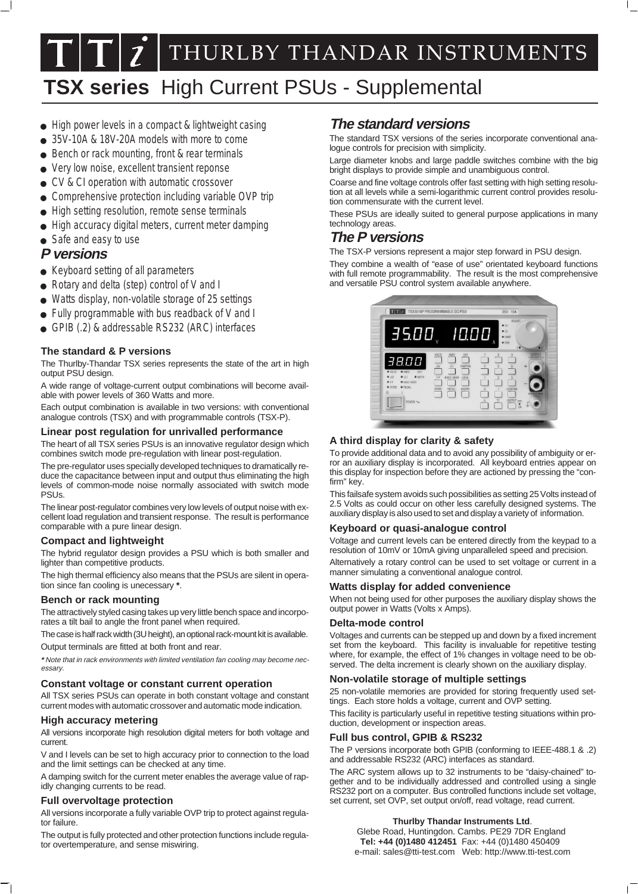# THURLBY THANDAR INSTRUMENTS

# TSX series High Current PSUs - Supplemental

- High power levels in a compact & lightweight casing
- 35V-10A & 18V-20A models with more to come
- Bench or rack mounting, front & rear terminals
- Very low noise, excellent transient reponse
- CV & CI operation with automatic crossover
- Comprehensive protection including variable OVP trip
- High setting resolution, remote sense terminals
- High accuracy digital meters, current meter damping
- Safe and easy to use

## P versions

- Keyboard setting of all parameters
- Rotary and delta (step) control of V and I
- Watts display, non-volatile storage of 25 settings
- Fully programmable with bus readback of V and I
- GPIB (.2) & addressable RS232 (ARC) interfaces

### The standard & P versions

The Thurlby-Thandar TSX series represents the state of the art in high output PSU design.

A wide range of voltage-current output combinations will become available with power levels of 360 Watts and more.

Each output combination is available in two versions: with conventional analogue controls (TSX) and with programmable controls (TSX-P).

### Linear post regulation for unrivalled performance

The heart of all TSX series PSUs is an innovative regulator design which combines switch mode pre-regulation with linear post-regulation.

The pre-regulator uses specially developed techniques to dramatically reduce the capacitance between input and output thus eliminating the high levels of common-mode noise normally associated with switch mode PSUs.

The linear post-regulator combines very low levels of output noise with excellent load regulation and transient response. The result is performance comparable with a pure linear design.

### Compact and lightweight

The hybrid regulator design provides a PSU which is both smaller and lighter than competitive products.

The high thermal efficiency also means that the PSUs are silent in operation since fan cooling is unecessary *.

### Bench or rack mounting

The attractively styled casing takes up very little bench space and incorporates a tilt bail to angle the front panel when required.

The case is half rack width (3U height), an optional rack-mount kit is available.

Output terminals are fitted at both front and rear.

*\* Note that in rack environments with limited ventilation fan cooling may become necessary.*

### Constant voltage or constant current operation

All TSX series PSUs can operate in both constant voltage and constant current modes with automatic crossover and automatic mode indication.

### High accuracy metering

All versions incorporate high resolution digital meters for both voltage and current.

V and I levels can be set to high accuracy prior to connection to the load and the limit settings can be checked at any time.

A damping switch for the current meter enables the average value of rapidly changing currents to be read.

### Full overvoltage protection

All versions incorporate a fully variable OVP trip to protect against regulator failure.

The output is fully protected and other protection functions include regulator overtemperature, and sense miswiring.

## The standard versions

The standard TSX versions of the series incorporate conventional analogue controls for precision with simplicity.

Large diameter knobs and large paddle switches combine with the big bright displays to provide simple and unambiguous control.

Coarse and fine voltage controls offer fast setting with high setting resolution at all levels while a semi-logarithmic current control provides resolution commensurate with the current level.

These PSUs are ideally suited to general purpose applications in many technology areas.

## The P versions

The TSX-P versions represent a major step forward in PSU design.

They combine a wealth of "ease of use" orientated keyboard functions with full remote programmability. The result is the most comprehensive and versatile PSU control system available anywhere.

### A third display for clarity & safety

To provide additional data and to avoid any possibility of ambiguity or error an auxiliary display is incorporated. All keyboard entries appear on this display for inspection before they are actioned by pressing the "confirm" key.

This failsafe system avoids such possibilities as setting 25 Volts instead of 2.5 Volts as could occur on other less carefully designed systems. The auxiliary display is also used to set and display a variety of information.

### Keyboard or quasi-analogue control

Voltage and current levels can be entered directly from the keypad to a resolution of 10mV or 10mA giving unparalleled speed and precision.

Alternatively a rotary control can be used to set voltage or current in a manner simulating a conventional analogue control.

### Watts display for added convenience

When not being used for other purposes the auxiliary display shows the output power in Watts (Volts x Amps).

### Delta-mode control

Voltages and currents can be stepped up and down by a fixed increment set from the keyboard. This facility is invaluable for repetitive testing where, for example, the effect of 1% changes in voltage need to be observed. The delta increment is clearly shown on the auxiliary display.

### Non-volatile storage of multiple settings

25 non-volatile memories are provided for storing frequently used settings. Each store holds a voltage, current and OVP setting.

This facility is particularly useful in repetitive testing situations within production, development or inspection areas.

### Full bus control, GPIB & RS232

The P versions incorporate both GPIB (conforming to IEEE-488.1 & .2) and addressable RS232 (ARC) interfaces as standard.

The ARC system allows up to 32 instruments to be "daisy-chained" together and to be individually addressed and controlled using a single RS232 port on a computer. Bus controlled functions include set voltage, set current, set OVP, set output on/off, read voltage, read current.

**Thurlby Thandar Instruments Ltd**.
Glebe Road, Huntingdon. Cambs. PE29 7DR England
**Tel: +44 (0)1480 412451** Fax: +44 (0)1480 450409
e-mail: sales@tti-test.com Web: http://www.tti-test.com